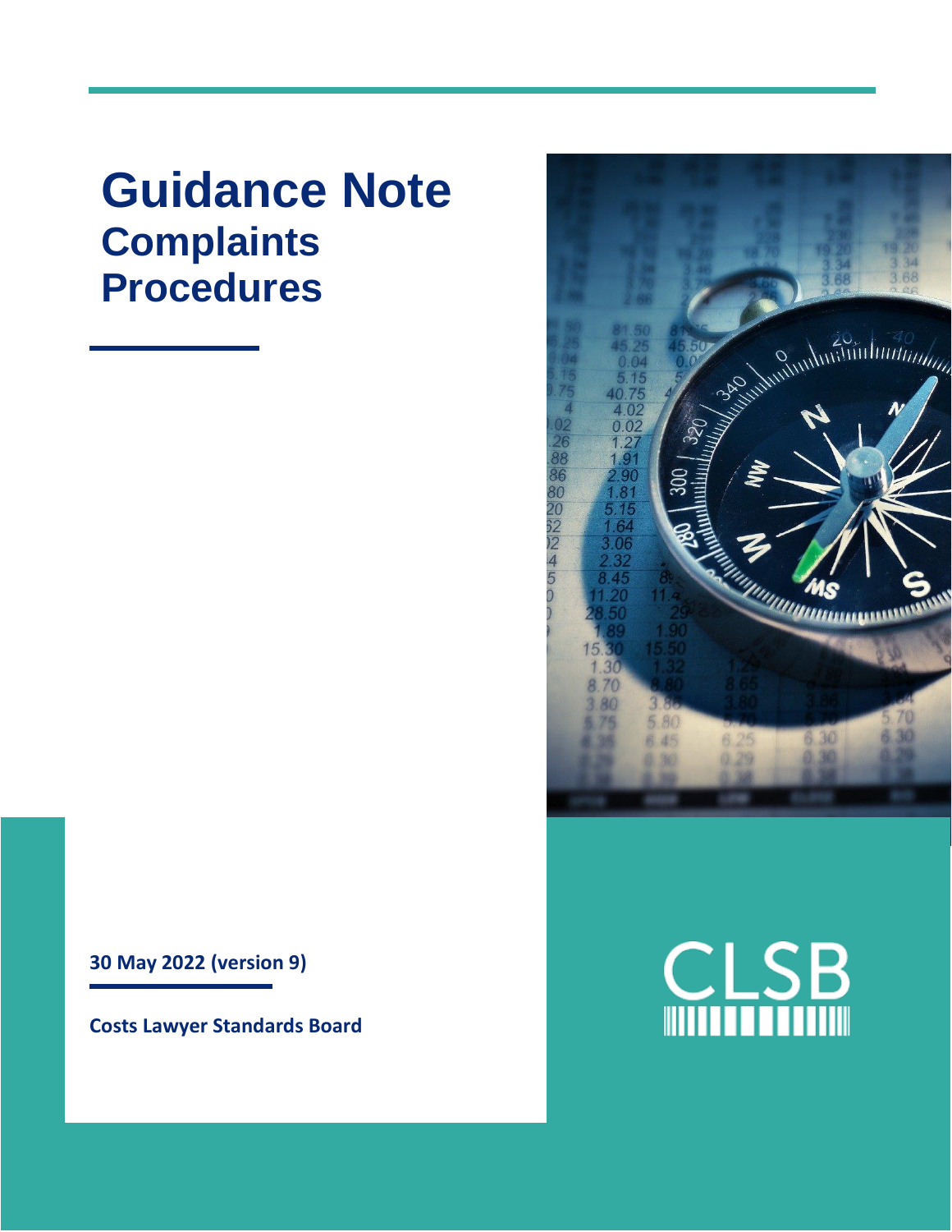# Guidance Note
## Complaints Procedures

**30 May 2022 (version 9)**

**Costs Lawyer Standards Board**

CLSB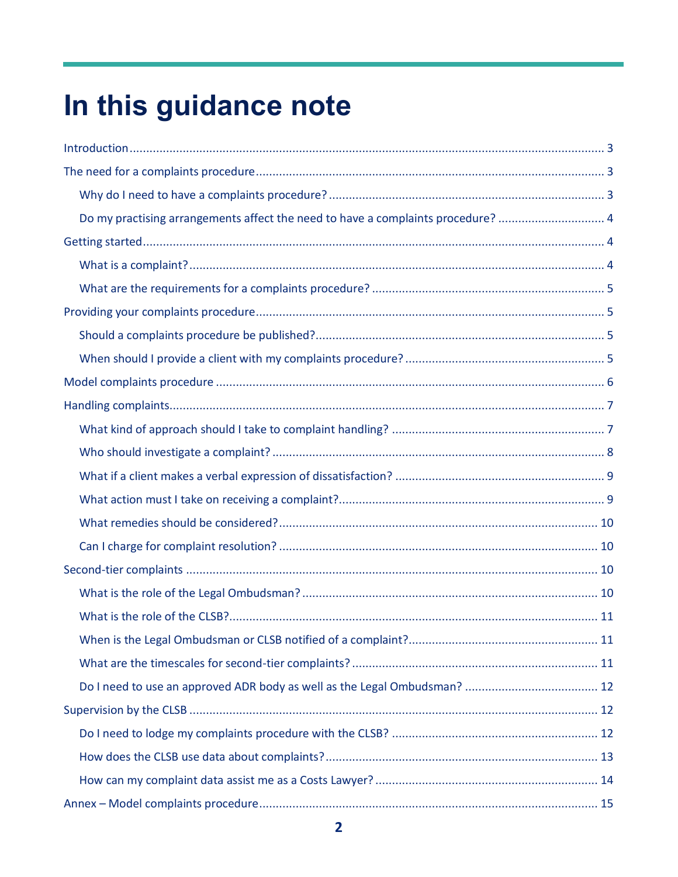# In this guidance note

- Introduction ........ 3
- The need for a complaints procedure ........ 3
  - Why do I need to have a complaints procedure? ........ 3
  - Do my practising arrangements affect the need to have a complaints procedure? ........ 4
- Getting started ........ 4
  - What is a complaint? ........ 4
  - What are the requirements for a complaints procedure? ........ 5
- Providing your complaints procedure ........ 5
  - Should a complaints procedure be published? ........ 5
  - When should I provide a client with my complaints procedure? ........ 5
- Model complaints procedure ........ 6
- Handling complaints ........ 7
  - What kind of approach should I take to complaint handling? ........ 7
  - Who should investigate a complaint? ........ 8
  - What if a client makes a verbal expression of dissatisfaction? ........ 9
  - What action must I take on receiving a complaint? ........ 9
  - What remedies should be considered? ........ 10
  - Can I charge for complaint resolution? ........ 10
- Second-tier complaints ........ 10
  - What is the role of the Legal Ombudsman? ........ 10
  - What is the role of the CLSB? ........ 11
  - When is the Legal Ombudsman or CLSB notified of a complaint? ........ 11
  - What are the timescales for second-tier complaints? ........ 11
  - Do I need to use an approved ADR body as well as the Legal Ombudsman? ........ 12
- Supervision by the CLSB ........ 12
  - Do I need to lodge my complaints procedure with the CLSB? ........ 12
  - How does the CLSB use data about complaints? ........ 13
  - How can my complaint data assist me as a Costs Lawyer? ........ 14
- Annex – Model complaints procedure ........ 15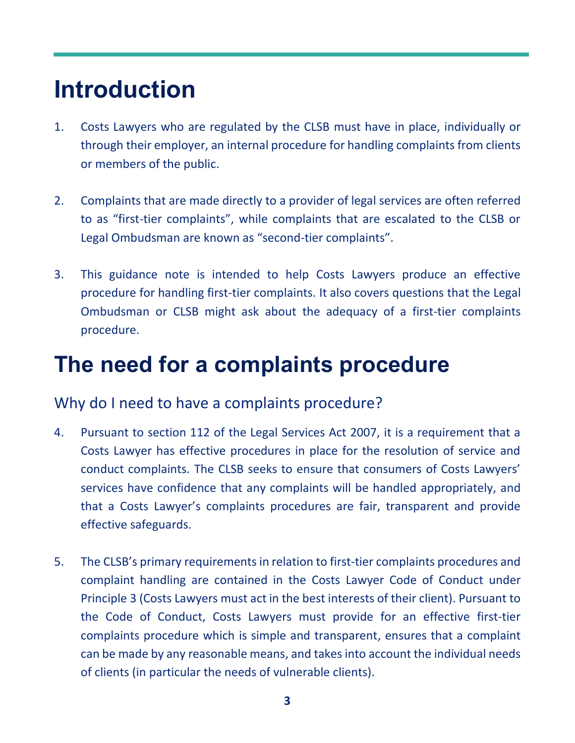# Introduction

1. Costs Lawyers who are regulated by the CLSB must have in place, individually or through their employer, an internal procedure for handling complaints from clients or members of the public.

2. Complaints that are made directly to a provider of legal services are often referred to as "first-tier complaints", while complaints that are escalated to the CLSB or Legal Ombudsman are known as "second-tier complaints".

3. This guidance note is intended to help Costs Lawyers produce an effective procedure for handling first-tier complaints. It also covers questions that the Legal Ombudsman or CLSB might ask about the adequacy of a first-tier complaints procedure.

# The need for a complaints procedure

## Why do I need to have a complaints procedure?

4. Pursuant to section 112 of the Legal Services Act 2007, it is a requirement that a Costs Lawyer has effective procedures in place for the resolution of service and conduct complaints. The CLSB seeks to ensure that consumers of Costs Lawyers' services have confidence that any complaints will be handled appropriately, and that a Costs Lawyer's complaints procedures are fair, transparent and provide effective safeguards.

5. The CLSB's primary requirements in relation to first-tier complaints procedures and complaint handling are contained in the Costs Lawyer Code of Conduct under Principle 3 (Costs Lawyers must act in the best interests of their client). Pursuant to the Code of Conduct, Costs Lawyers must provide for an effective first-tier complaints procedure which is simple and transparent, ensures that a complaint can be made by any reasonable means, and takes into account the individual needs of clients (in particular the needs of vulnerable clients).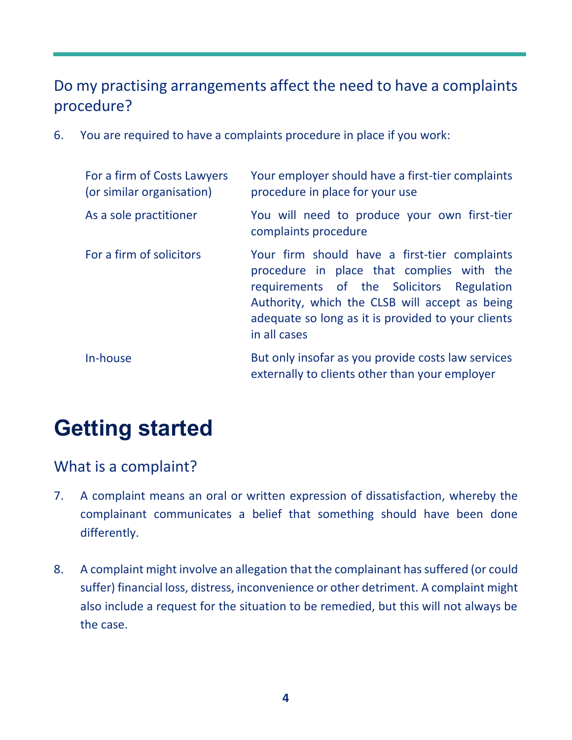## Do my practising arrangements affect the need to have a complaints procedure?

6. You are required to have a complaints procedure in place if you work:

| | |
|---|---|
| For a firm of Costs Lawyers (or similar organisation) | Your employer should have a first-tier complaints procedure in place for your use |
| As a sole practitioner | You will need to produce your own first-tier complaints procedure |
| For a firm of solicitors | Your firm should have a first-tier complaints procedure in place that complies with the requirements of the Solicitors Regulation Authority, which the CLSB will accept as being adequate so long as it is provided to your clients in all cases |
| In-house | But only insofar as you provide costs law services externally to clients other than your employer |

# Getting started

## What is a complaint?

7. A complaint means an oral or written expression of dissatisfaction, whereby the complainant communicates a belief that something should have been done differently.

8. A complaint might involve an allegation that the complainant has suffered (or could suffer) financial loss, distress, inconvenience or other detriment. A complaint might also include a request for the situation to be remedied, but this will not always be the case.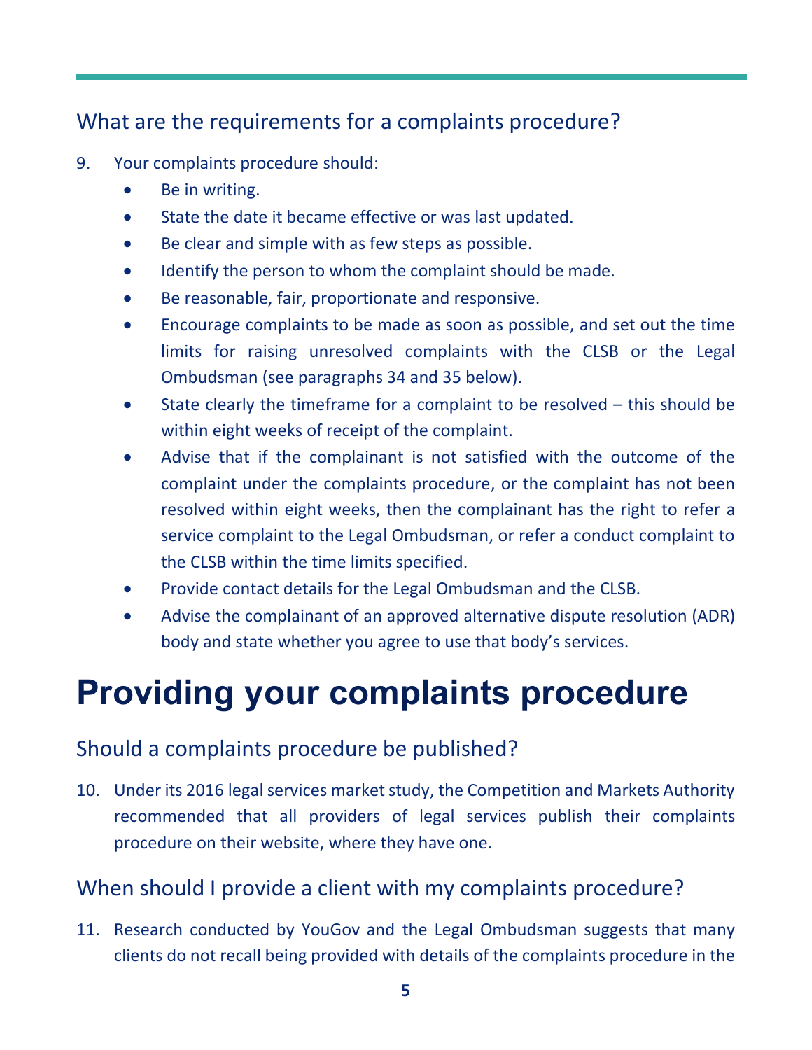## What are the requirements for a complaints procedure?

9. Your complaints procedure should:
   - Be in writing.
   - State the date it became effective or was last updated.
   - Be clear and simple with as few steps as possible.
   - Identify the person to whom the complaint should be made.
   - Be reasonable, fair, proportionate and responsive.
   - Encourage complaints to be made as soon as possible, and set out the time limits for raising unresolved complaints with the CLSB or the Legal Ombudsman (see paragraphs 34 and 35 below).
   - State clearly the timeframe for a complaint to be resolved – this should be within eight weeks of receipt of the complaint.
   - Advise that if the complainant is not satisfied with the outcome of the complaint under the complaints procedure, or the complaint has not been resolved within eight weeks, then the complainant has the right to refer a service complaint to the Legal Ombudsman, or refer a conduct complaint to the CLSB within the time limits specified.
   - Provide contact details for the Legal Ombudsman and the CLSB.
   - Advise the complainant of an approved alternative dispute resolution (ADR) body and state whether you agree to use that body's services.

# Providing your complaints procedure

## Should a complaints procedure be published?

10. Under its 2016 legal services market study, the Competition and Markets Authority recommended that all providers of legal services publish their complaints procedure on their website, where they have one.

## When should I provide a client with my complaints procedure?

11. Research conducted by YouGov and the Legal Ombudsman suggests that many clients do not recall being provided with details of the complaints procedure in the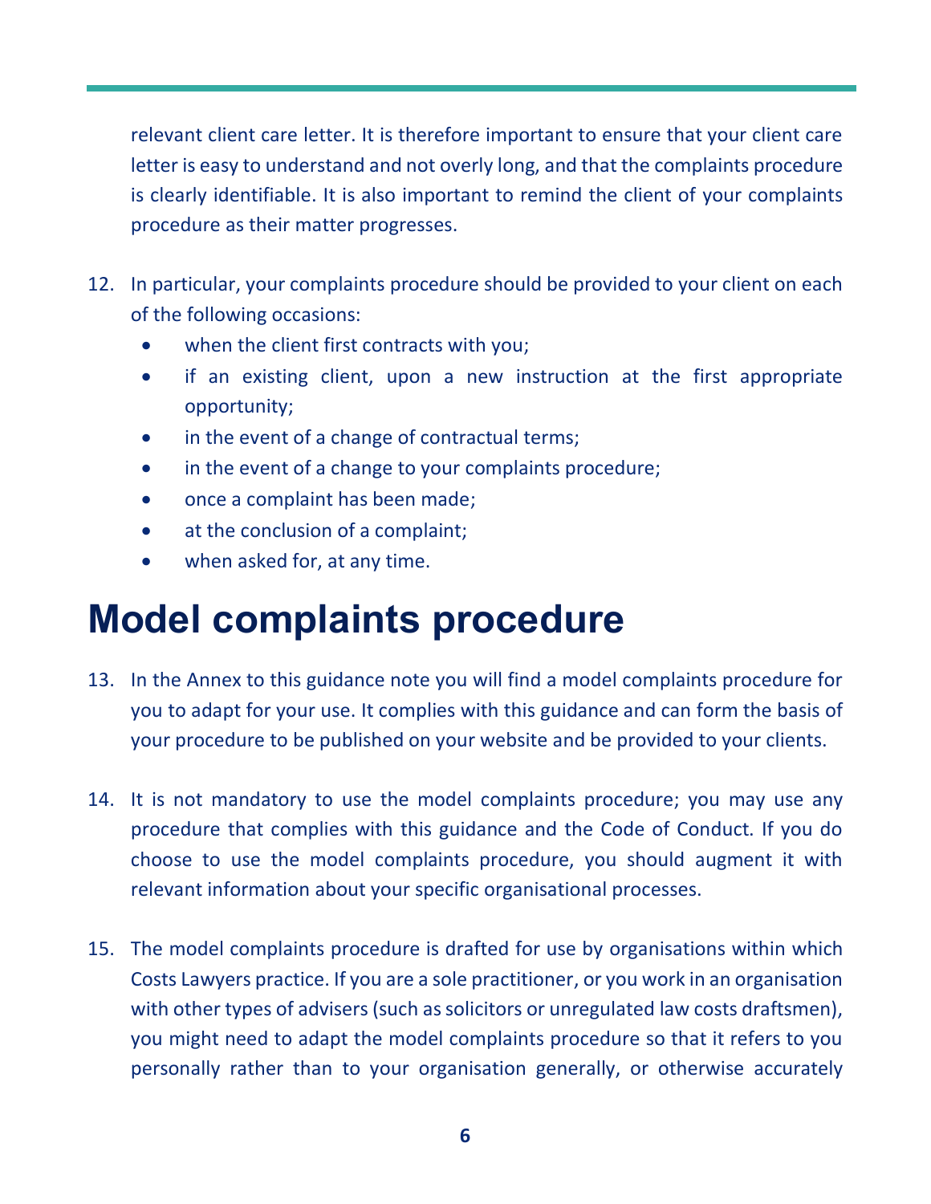relevant client care letter. It is therefore important to ensure that your client care letter is easy to understand and not overly long, and that the complaints procedure is clearly identifiable. It is also important to remind the client of your complaints procedure as their matter progresses.

12. In particular, your complaints procedure should be provided to your client on each of the following occasions:
    - when the client first contracts with you;
    - if an existing client, upon a new instruction at the first appropriate opportunity;
    - in the event of a change of contractual terms;
    - in the event of a change to your complaints procedure;
    - once a complaint has been made;
    - at the conclusion of a complaint;
    - when asked for, at any time.

# Model complaints procedure

13. In the Annex to this guidance note you will find a model complaints procedure for you to adapt for your use. It complies with this guidance and can form the basis of your procedure to be published on your website and be provided to your clients.

14. It is not mandatory to use the model complaints procedure; you may use any procedure that complies with this guidance and the Code of Conduct. If you do choose to use the model complaints procedure, you should augment it with relevant information about your specific organisational processes.

15. The model complaints procedure is drafted for use by organisations within which Costs Lawyers practice. If you are a sole practitioner, or you work in an organisation with other types of advisers (such as solicitors or unregulated law costs draftsmen), you might need to adapt the model complaints procedure so that it refers to you personally rather than to your organisation generally, or otherwise accurately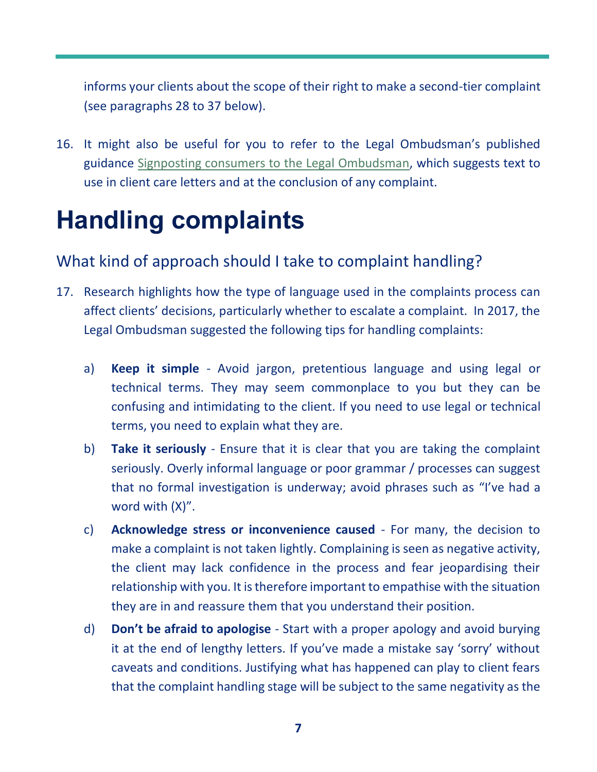informs your clients about the scope of their right to make a second-tier complaint (see paragraphs 28 to 37 below).

16. It might also be useful for you to refer to the Legal Ombudsman's published guidance Signposting consumers to the Legal Ombudsman, which suggests text to use in client care letters and at the conclusion of any complaint.

# Handling complaints

## What kind of approach should I take to complaint handling?

17. Research highlights how the type of language used in the complaints process can affect clients' decisions, particularly whether to escalate a complaint. In 2017, the Legal Ombudsman suggested the following tips for handling complaints:

    a) **Keep it simple** - Avoid jargon, pretentious language and using legal or technical terms. They may seem commonplace to you but they can be confusing and intimidating to the client. If you need to use legal or technical terms, you need to explain what they are.

    b) **Take it seriously** - Ensure that it is clear that you are taking the complaint seriously. Overly informal language or poor grammar / processes can suggest that no formal investigation is underway; avoid phrases such as "I've had a word with (X)".

    c) **Acknowledge stress or inconvenience caused** - For many, the decision to make a complaint is not taken lightly. Complaining is seen as negative activity, the client may lack confidence in the process and fear jeopardising their relationship with you. It is therefore important to empathise with the situation they are in and reassure them that you understand their position.

    d) **Don't be afraid to apologise** - Start with a proper apology and avoid burying it at the end of lengthy letters. If you've made a mistake say 'sorry' without caveats and conditions. Justifying what has happened can play to client fears that the complaint handling stage will be subject to the same negativity as the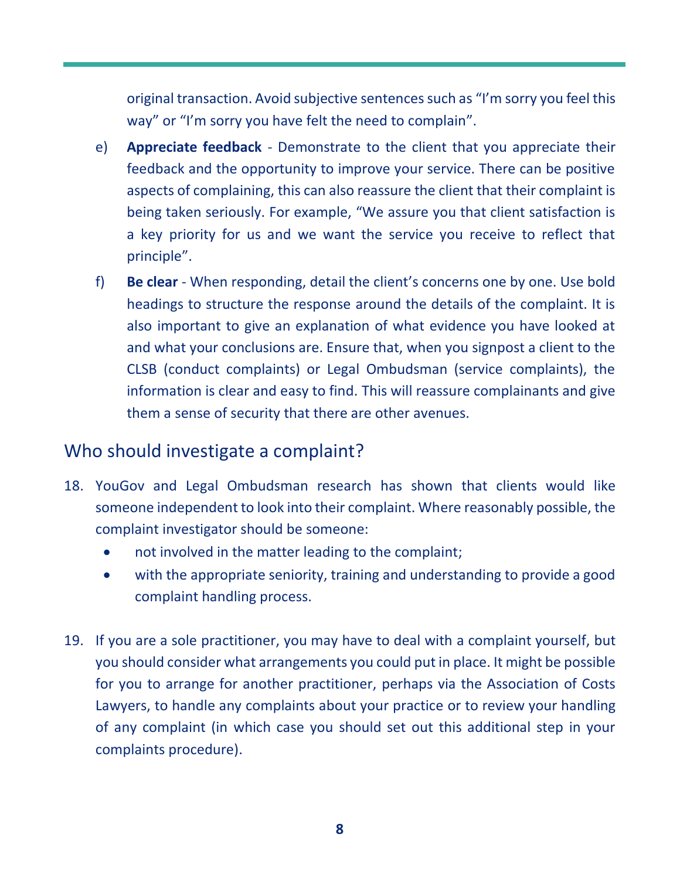original transaction. Avoid subjective sentences such as "I'm sorry you feel this way" or "I'm sorry you have felt the need to complain".

e) **Appreciate feedback** - Demonstrate to the client that you appreciate their feedback and the opportunity to improve your service. There can be positive aspects of complaining, this can also reassure the client that their complaint is being taken seriously. For example, "We assure you that client satisfaction is a key priority for us and we want the service you receive to reflect that principle".

f) **Be clear** - When responding, detail the client's concerns one by one. Use bold headings to structure the response around the details of the complaint. It is also important to give an explanation of what evidence you have looked at and what your conclusions are. Ensure that, when you signpost a client to the CLSB (conduct complaints) or Legal Ombudsman (service complaints), the information is clear and easy to find. This will reassure complainants and give them a sense of security that there are other avenues.

## Who should investigate a complaint?

18. YouGov and Legal Ombudsman research has shown that clients would like someone independent to look into their complaint. Where reasonably possible, the complaint investigator should be someone:
    - not involved in the matter leading to the complaint;
    - with the appropriate seniority, training and understanding to provide a good complaint handling process.

19. If you are a sole practitioner, you may have to deal with a complaint yourself, but you should consider what arrangements you could put in place. It might be possible for you to arrange for another practitioner, perhaps via the Association of Costs Lawyers, to handle any complaints about your practice or to review your handling of any complaint (in which case you should set out this additional step in your complaints procedure).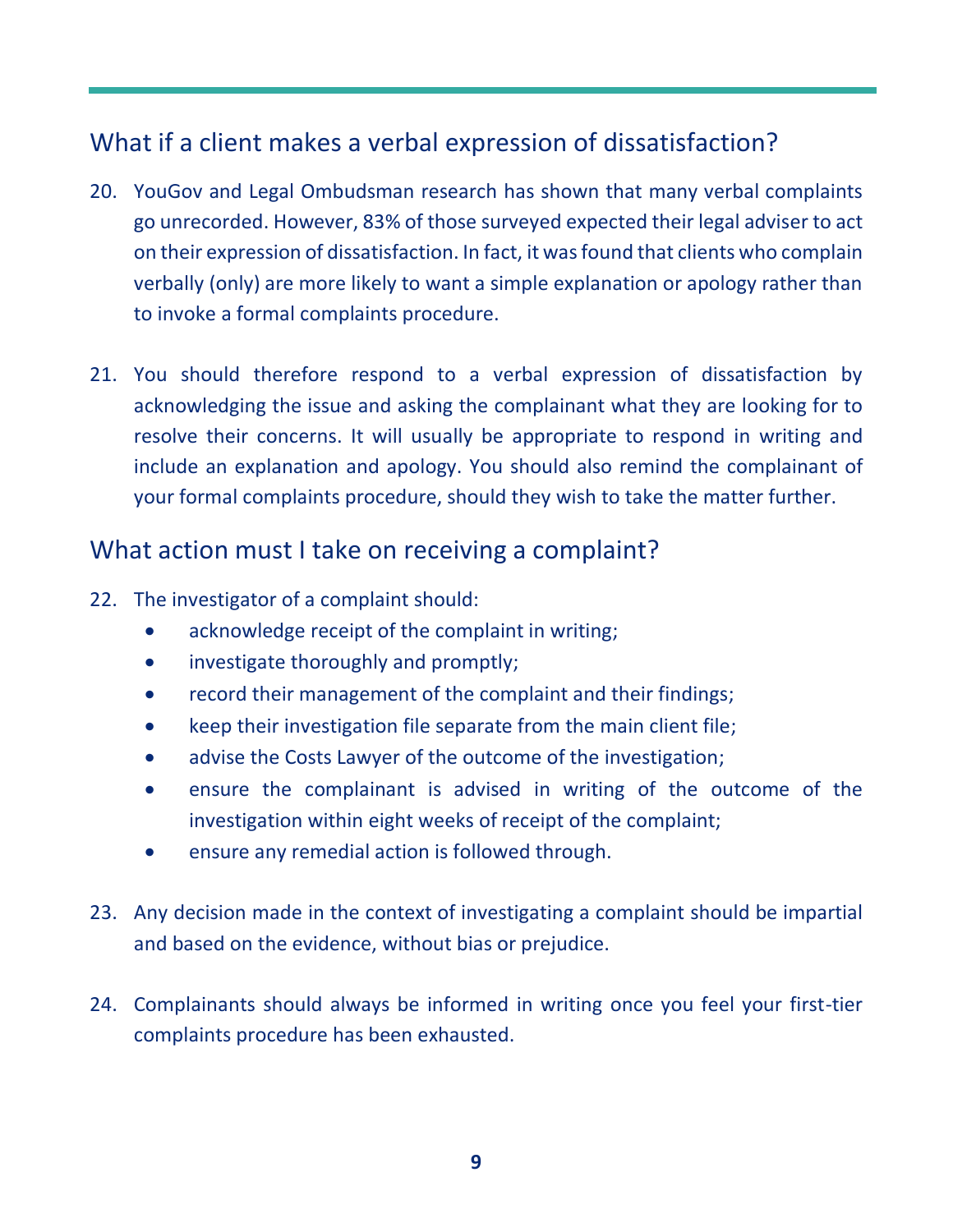## What if a client makes a verbal expression of dissatisfaction?

20. YouGov and Legal Ombudsman research has shown that many verbal complaints go unrecorded. However, 83% of those surveyed expected their legal adviser to act on their expression of dissatisfaction. In fact, it was found that clients who complain verbally (only) are more likely to want a simple explanation or apology rather than to invoke a formal complaints procedure.

21. You should therefore respond to a verbal expression of dissatisfaction by acknowledging the issue and asking the complainant what they are looking for to resolve their concerns. It will usually be appropriate to respond in writing and include an explanation and apology. You should also remind the complainant of your formal complaints procedure, should they wish to take the matter further.

## What action must I take on receiving a complaint?

22. The investigator of a complaint should:
    - acknowledge receipt of the complaint in writing;
    - investigate thoroughly and promptly;
    - record their management of the complaint and their findings;
    - keep their investigation file separate from the main client file;
    - advise the Costs Lawyer of the outcome of the investigation;
    - ensure the complainant is advised in writing of the outcome of the investigation within eight weeks of receipt of the complaint;
    - ensure any remedial action is followed through.

23. Any decision made in the context of investigating a complaint should be impartial and based on the evidence, without bias or prejudice.

24. Complainants should always be informed in writing once you feel your first-tier complaints procedure has been exhausted.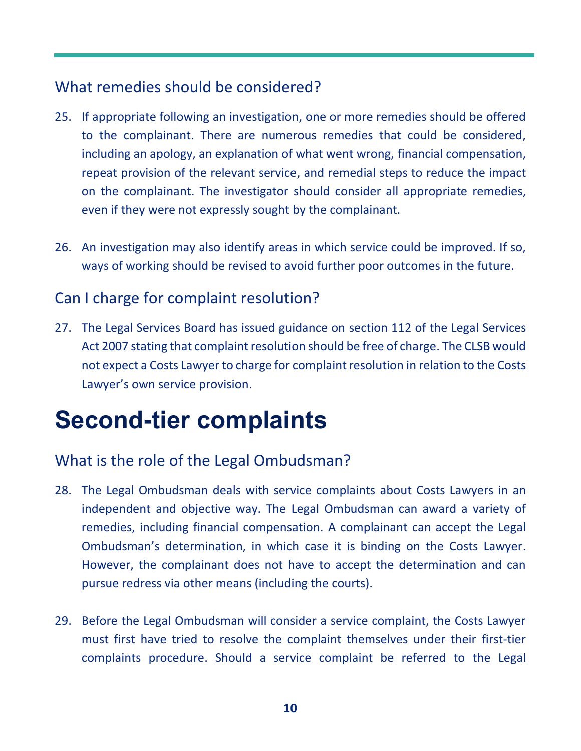## What remedies should be considered?

25. If appropriate following an investigation, one or more remedies should be offered to the complainant. There are numerous remedies that could be considered, including an apology, an explanation of what went wrong, financial compensation, repeat provision of the relevant service, and remedial steps to reduce the impact on the complainant. The investigator should consider all appropriate remedies, even if they were not expressly sought by the complainant.

26. An investigation may also identify areas in which service could be improved. If so, ways of working should be revised to avoid further poor outcomes in the future.

## Can I charge for complaint resolution?

27. The Legal Services Board has issued guidance on section 112 of the Legal Services Act 2007 stating that complaint resolution should be free of charge. The CLSB would not expect a Costs Lawyer to charge for complaint resolution in relation to the Costs Lawyer's own service provision.

# Second-tier complaints

## What is the role of the Legal Ombudsman?

28. The Legal Ombudsman deals with service complaints about Costs Lawyers in an independent and objective way. The Legal Ombudsman can award a variety of remedies, including financial compensation. A complainant can accept the Legal Ombudsman's determination, in which case it is binding on the Costs Lawyer. However, the complainant does not have to accept the determination and can pursue redress via other means (including the courts).

29. Before the Legal Ombudsman will consider a service complaint, the Costs Lawyer must first have tried to resolve the complaint themselves under their first-tier complaints procedure. Should a service complaint be referred to the Legal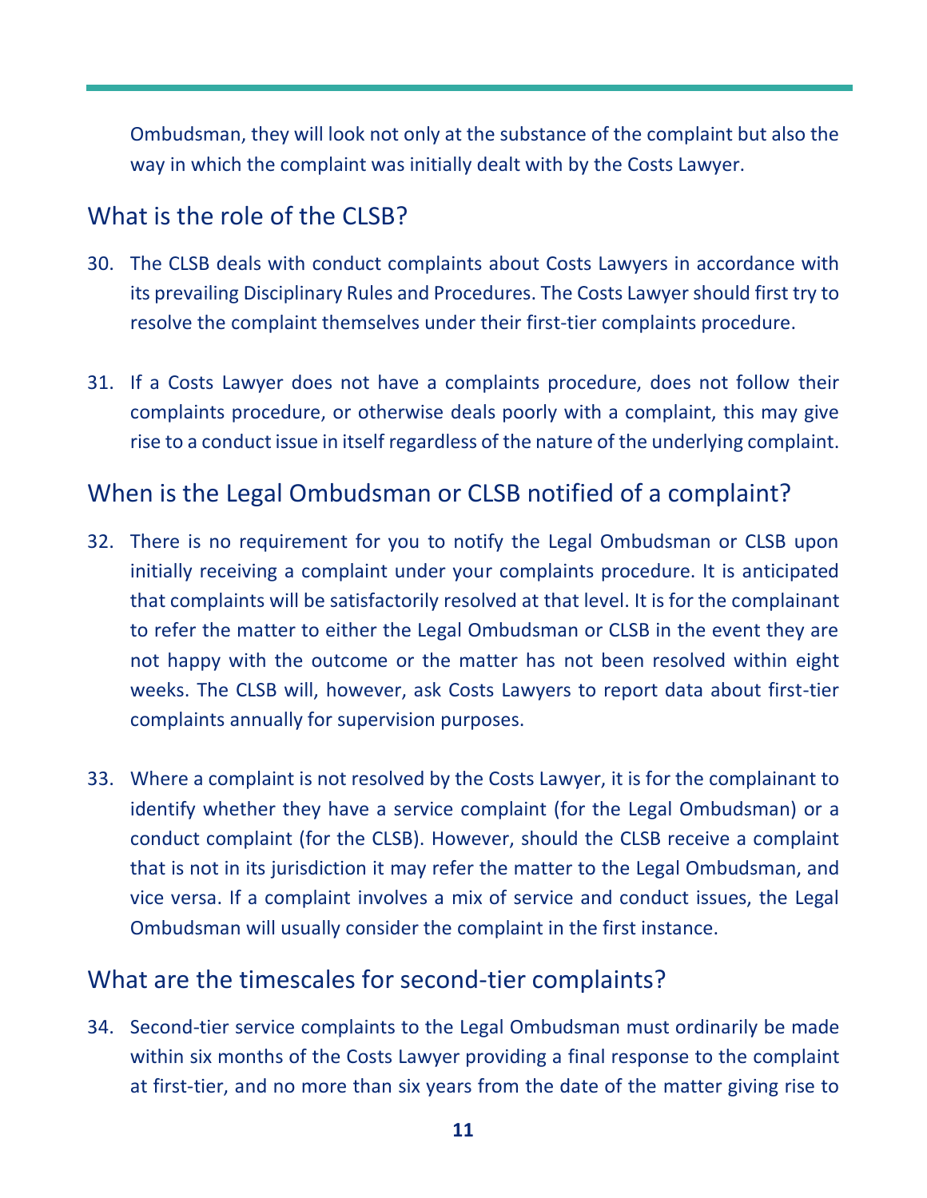Ombudsman, they will look not only at the substance of the complaint but also the way in which the complaint was initially dealt with by the Costs Lawyer.

## What is the role of the CLSB?

30. The CLSB deals with conduct complaints about Costs Lawyers in accordance with its prevailing Disciplinary Rules and Procedures. The Costs Lawyer should first try to resolve the complaint themselves under their first-tier complaints procedure.

31. If a Costs Lawyer does not have a complaints procedure, does not follow their complaints procedure, or otherwise deals poorly with a complaint, this may give rise to a conduct issue in itself regardless of the nature of the underlying complaint.

## When is the Legal Ombudsman or CLSB notified of a complaint?

32. There is no requirement for you to notify the Legal Ombudsman or CLSB upon initially receiving a complaint under your complaints procedure. It is anticipated that complaints will be satisfactorily resolved at that level. It is for the complainant to refer the matter to either the Legal Ombudsman or CLSB in the event they are not happy with the outcome or the matter has not been resolved within eight weeks. The CLSB will, however, ask Costs Lawyers to report data about first-tier complaints annually for supervision purposes.

33. Where a complaint is not resolved by the Costs Lawyer, it is for the complainant to identify whether they have a service complaint (for the Legal Ombudsman) or a conduct complaint (for the CLSB). However, should the CLSB receive a complaint that is not in its jurisdiction it may refer the matter to the Legal Ombudsman, and vice versa. If a complaint involves a mix of service and conduct issues, the Legal Ombudsman will usually consider the complaint in the first instance.

## What are the timescales for second-tier complaints?

34. Second-tier service complaints to the Legal Ombudsman must ordinarily be made within six months of the Costs Lawyer providing a final response to the complaint at first-tier, and no more than six years from the date of the matter giving rise to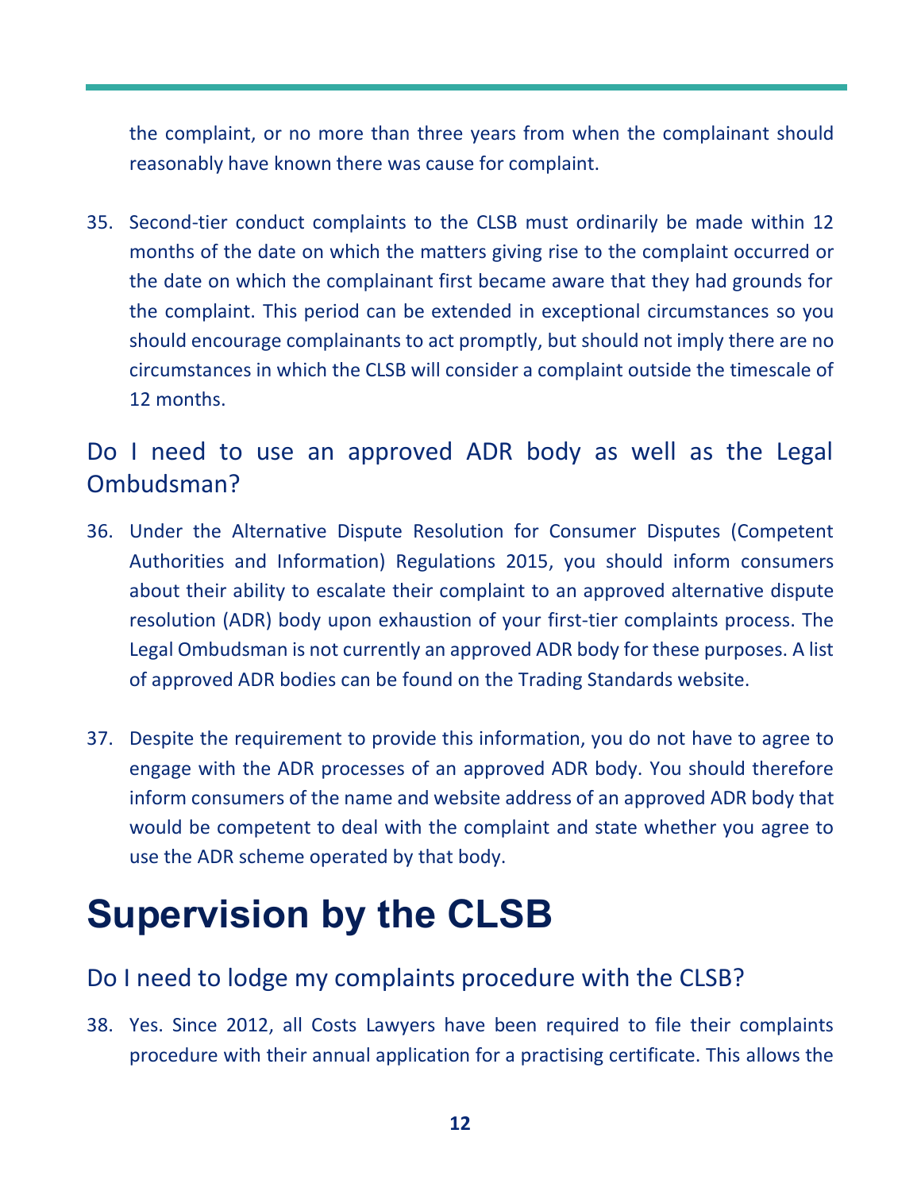the complaint, or no more than three years from when the complainant should reasonably have known there was cause for complaint.

35. Second-tier conduct complaints to the CLSB must ordinarily be made within 12 months of the date on which the matters giving rise to the complaint occurred or the date on which the complainant first became aware that they had grounds for the complaint. This period can be extended in exceptional circumstances so you should encourage complainants to act promptly, but should not imply there are no circumstances in which the CLSB will consider a complaint outside the timescale of 12 months.

## Do I need to use an approved ADR body as well as the Legal Ombudsman?

36. Under the Alternative Dispute Resolution for Consumer Disputes (Competent Authorities and Information) Regulations 2015, you should inform consumers about their ability to escalate their complaint to an approved alternative dispute resolution (ADR) body upon exhaustion of your first-tier complaints process. The Legal Ombudsman is not currently an approved ADR body for these purposes. A list of approved ADR bodies can be found on the Trading Standards website.

37. Despite the requirement to provide this information, you do not have to agree to engage with the ADR processes of an approved ADR body. You should therefore inform consumers of the name and website address of an approved ADR body that would be competent to deal with the complaint and state whether you agree to use the ADR scheme operated by that body.

# Supervision by the CLSB

## Do I need to lodge my complaints procedure with the CLSB?

38. Yes. Since 2012, all Costs Lawyers have been required to file their complaints procedure with their annual application for a practising certificate. This allows the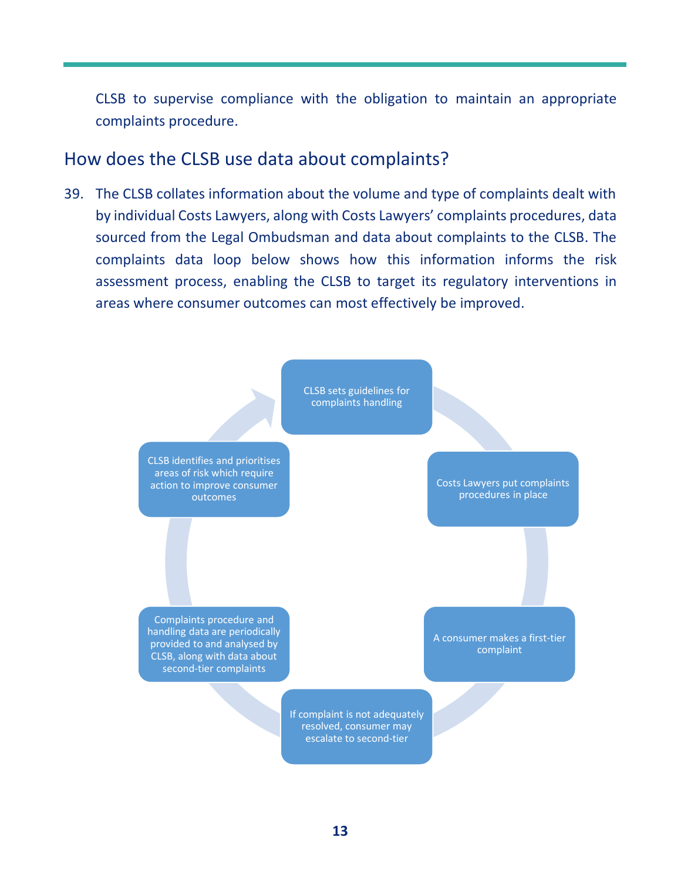CLSB to supervise compliance with the obligation to maintain an appropriate complaints procedure.

## How does the CLSB use data about complaints?

39. The CLSB collates information about the volume and type of complaints dealt with by individual Costs Lawyers, along with Costs Lawyers' complaints procedures, data sourced from the Legal Ombudsman and data about complaints to the CLSB. The complaints data loop below shows how this information informs the risk assessment process, enabling the CLSB to target its regulatory interventions in areas where consumer outcomes can most effectively be improved.

CLSB sets guidelines for complaints handling

Costs Lawyers put complaints procedures in place

A consumer makes a first-tier complaint

If complaint is not adequately resolved, consumer may escalate to second-tier

Complaints procedure and handling data are periodically provided to and analysed by CLSB, along with data about second-tier complaints

CLSB identifies and prioritises areas of risk which require action to improve consumer outcomes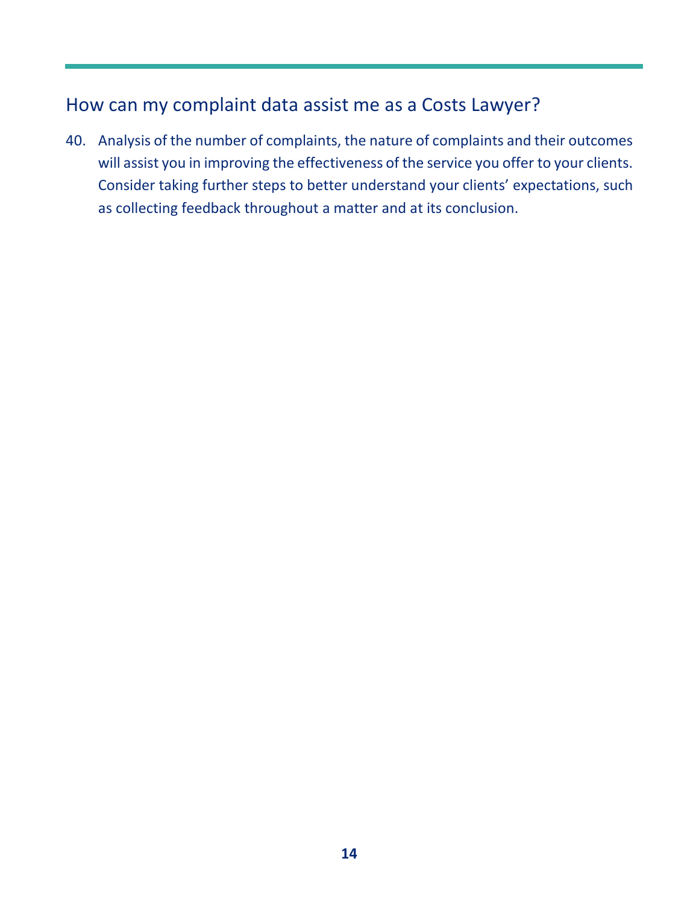## How can my complaint data assist me as a Costs Lawyer?

40. Analysis of the number of complaints, the nature of complaints and their outcomes will assist you in improving the effectiveness of the service you offer to your clients. Consider taking further steps to better understand your clients' expectations, such as collecting feedback throughout a matter and at its conclusion.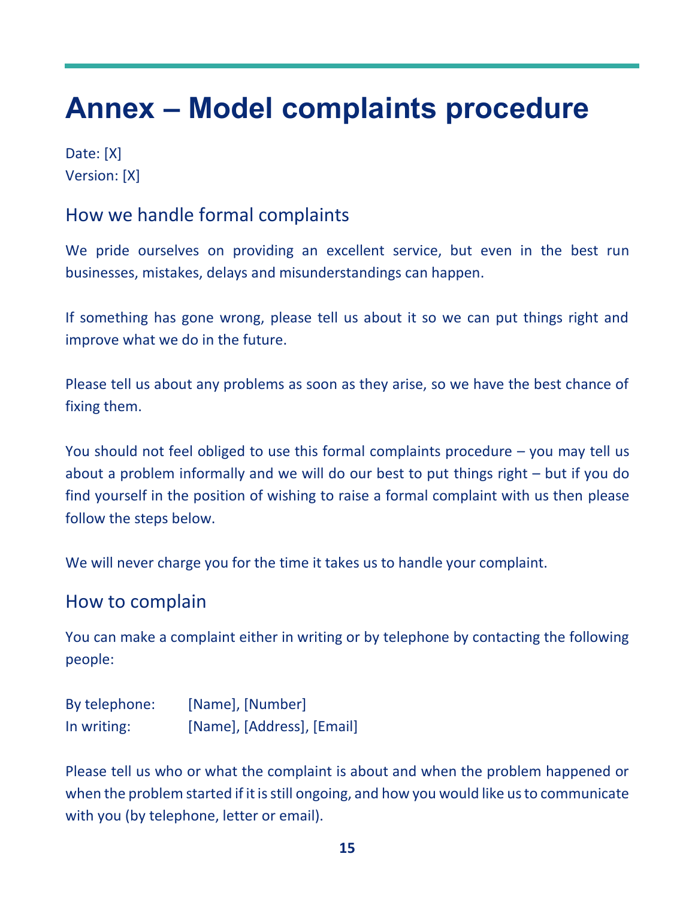# Annex – Model complaints procedure

Date: [X]
Version: [X]

## How we handle formal complaints

We pride ourselves on providing an excellent service, but even in the best run businesses, mistakes, delays and misunderstandings can happen.

If something has gone wrong, please tell us about it so we can put things right and improve what we do in the future.

Please tell us about any problems as soon as they arise, so we have the best chance of fixing them.

You should not feel obliged to use this formal complaints procedure – you may tell us about a problem informally and we will do our best to put things right – but if you do find yourself in the position of wishing to raise a formal complaint with us then please follow the steps below.

We will never charge you for the time it takes us to handle your complaint.

## How to complain

You can make a complaint either in writing or by telephone by contacting the following people:

By telephone: [Name], [Number]
In writing: [Name], [Address], [Email]

Please tell us who or what the complaint is about and when the problem happened or when the problem started if it is still ongoing, and how you would like us to communicate with you (by telephone, letter or email).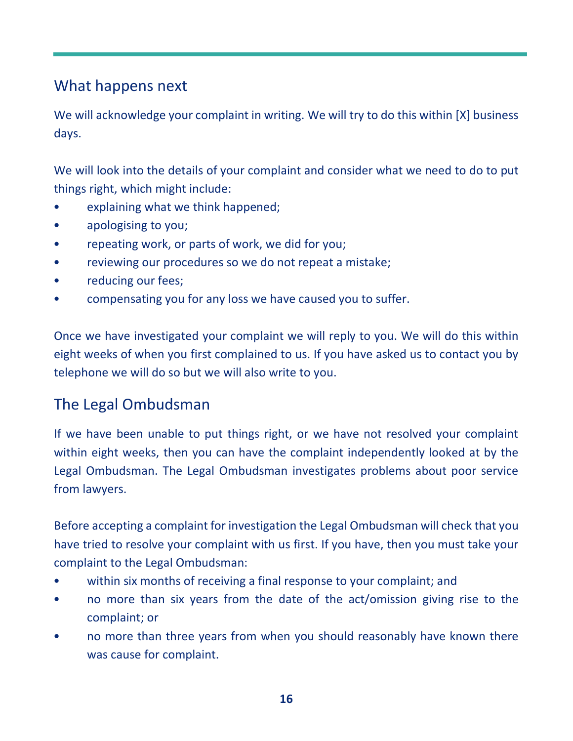## What happens next

We will acknowledge your complaint in writing. We will try to do this within [X] business days.

We will look into the details of your complaint and consider what we need to do to put things right, which might include:

- explaining what we think happened;
- apologising to you;
- repeating work, or parts of work, we did for you;
- reviewing our procedures so we do not repeat a mistake;
- reducing our fees;
- compensating you for any loss we have caused you to suffer.

Once we have investigated your complaint we will reply to you. We will do this within eight weeks of when you first complained to us. If you have asked us to contact you by telephone we will do so but we will also write to you.

## The Legal Ombudsman

If we have been unable to put things right, or we have not resolved your complaint within eight weeks, then you can have the complaint independently looked at by the Legal Ombudsman. The Legal Ombudsman investigates problems about poor service from lawyers.

Before accepting a complaint for investigation the Legal Ombudsman will check that you have tried to resolve your complaint with us first. If you have, then you must take your complaint to the Legal Ombudsman:

- within six months of receiving a final response to your complaint; and
- no more than six years from the date of the act/omission giving rise to the complaint; or
- no more than three years from when you should reasonably have known there was cause for complaint.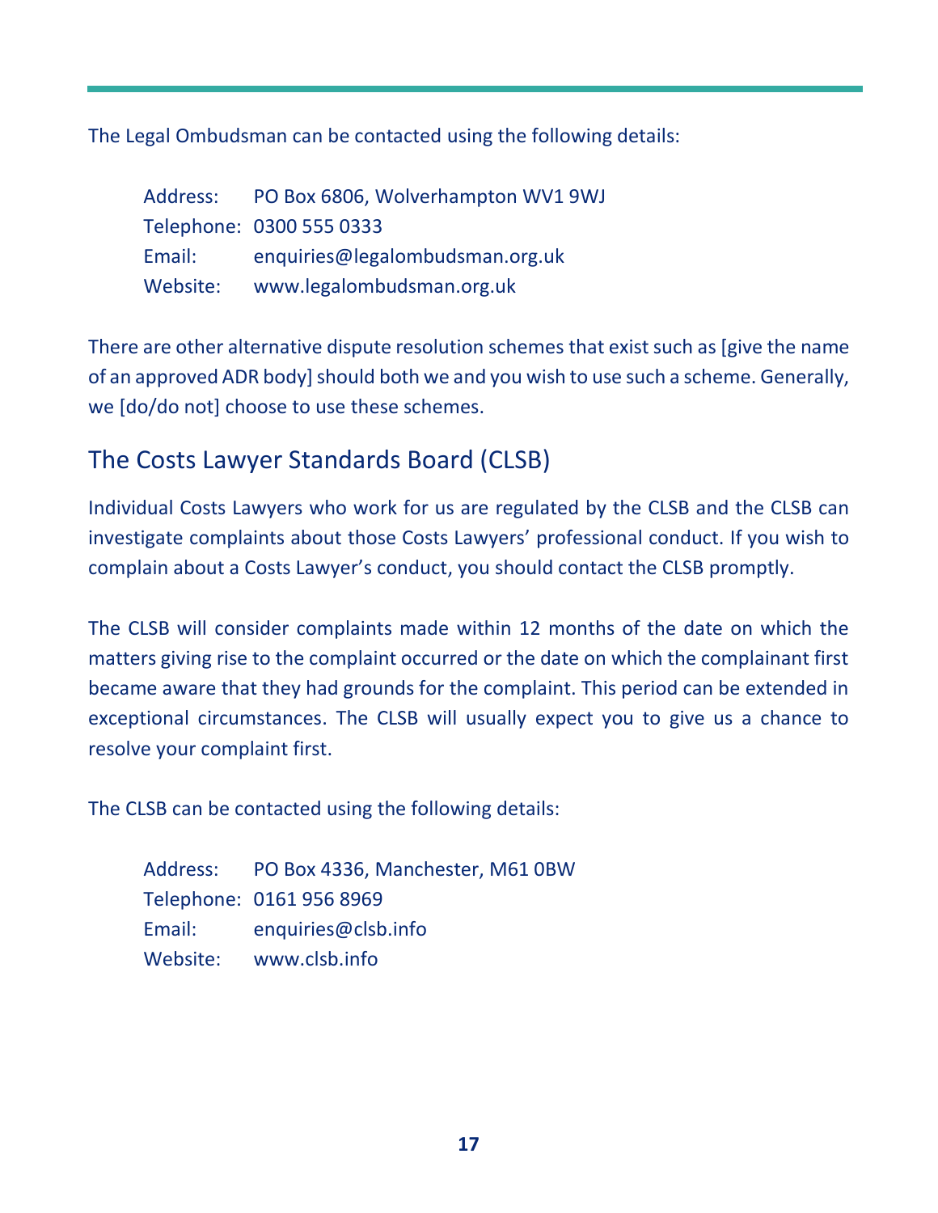The Legal Ombudsman can be contacted using the following details:

| | |
|---|---|
| Address: | PO Box 6806, Wolverhampton WV1 9WJ |
| Telephone: | 0300 555 0333 |
| Email: | enquiries@legalombudsman.org.uk |
| Website: | www.legalombudsman.org.uk |

There are other alternative dispute resolution schemes that exist such as [give the name of an approved ADR body] should both we and you wish to use such a scheme. Generally, we [do/do not] choose to use these schemes.

## The Costs Lawyer Standards Board (CLSB)

Individual Costs Lawyers who work for us are regulated by the CLSB and the CLSB can investigate complaints about those Costs Lawyers' professional conduct. If you wish to complain about a Costs Lawyer's conduct, you should contact the CLSB promptly.

The CLSB will consider complaints made within 12 months of the date on which the matters giving rise to the complaint occurred or the date on which the complainant first became aware that they had grounds for the complaint. This period can be extended in exceptional circumstances. The CLSB will usually expect you to give us a chance to resolve your complaint first.

The CLSB can be contacted using the following details:

| | |
|---|---|
| Address: | PO Box 4336, Manchester, M61 0BW |
| Telephone: | 0161 956 8969 |
| Email: | enquiries@clsb.info |
| Website: | www.clsb.info |